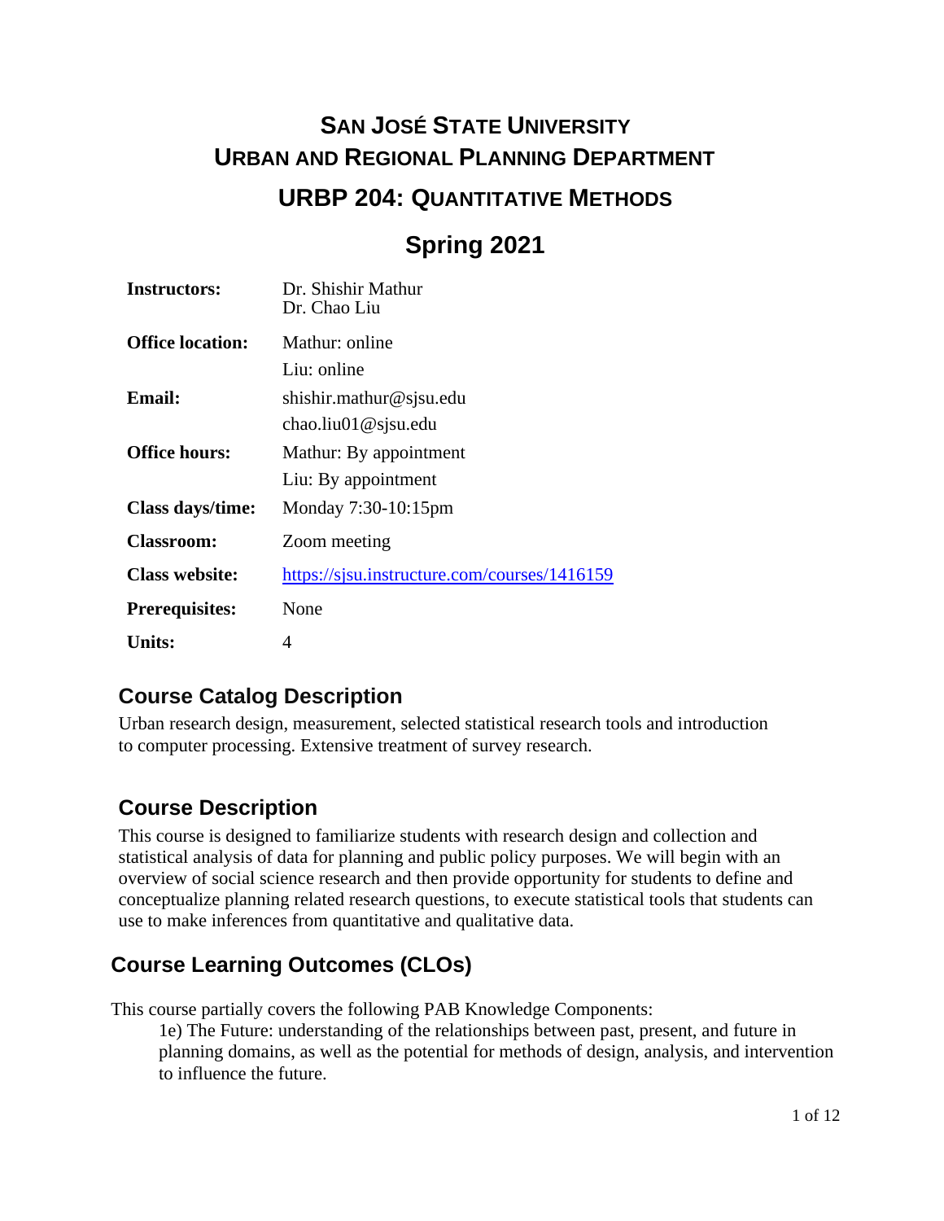# SAN JOSÉ STATE UNIVERSITY
# URBAN AND REGIONAL PLANNING DEPARTMENT
## URBP 204: QUANTITATIVE METHODS
## Spring 2021

| | |
|---|---|
| **Instructors:** | Dr. Shishir Mathur<br>Dr. Chao Liu |
| **Office location:** | Mathur: online<br>Liu: online |
| **Email:** | shishir.mathur@sjsu.edu<br>chao.liu01@sjsu.edu |
| **Office hours:** | Mathur: By appointment<br>Liu: By appointment |
| **Class days/time:** | Monday 7:30-10:15pm |
| **Classroom:** | Zoom meeting |
| **Class website:** | https://sjsu.instructure.com/courses/1416159 |
| **Prerequisites:** | None |
| **Units:** | 4 |

## Course Catalog Description

Urban research design, measurement, selected statistical research tools and introduction to computer processing. Extensive treatment of survey research.

## Course Description

This course is designed to familiarize students with research design and collection and statistical analysis of data for planning and public policy purposes. We will begin with an overview of social science research and then provide opportunity for students to define and conceptualize planning related research questions, to execute statistical tools that students can use to make inferences from quantitative and qualitative data.

## Course Learning Outcomes (CLOs)

This course partially covers the following PAB Knowledge Components:

1e) The Future: understanding of the relationships between past, present, and future in planning domains, as well as the potential for methods of design, analysis, and intervention to influence the future.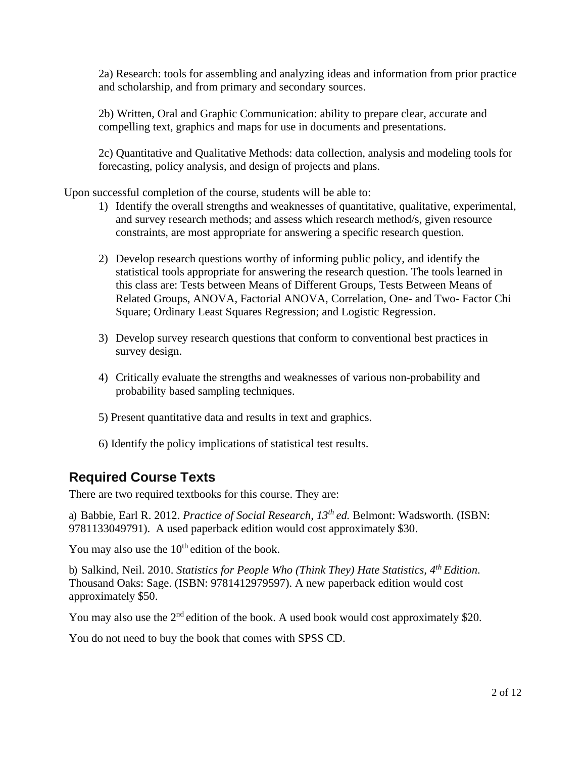2a) Research: tools for assembling and analyzing ideas and information from prior practice and scholarship, and from primary and secondary sources.

2b) Written, Oral and Graphic Communication: ability to prepare clear, accurate and compelling text, graphics and maps for use in documents and presentations.

2c) Quantitative and Qualitative Methods: data collection, analysis and modeling tools for forecasting, policy analysis, and design of projects and plans.

Upon successful completion of the course, students will be able to:

1) Identify the overall strengths and weaknesses of quantitative, qualitative, experimental, and survey research methods; and assess which research method/s, given resource constraints, are most appropriate for answering a specific research question.

2) Develop research questions worthy of informing public policy, and identify the statistical tools appropriate for answering the research question. The tools learned in this class are: Tests between Means of Different Groups, Tests Between Means of Related Groups, ANOVA, Factorial ANOVA, Correlation, One- and Two- Factor Chi Square; Ordinary Least Squares Regression; and Logistic Regression.

3) Develop survey research questions that conform to conventional best practices in survey design.

4) Critically evaluate the strengths and weaknesses of various non-probability and probability based sampling techniques.

5) Present quantitative data and results in text and graphics.

6) Identify the policy implications of statistical test results.

## Required Course Texts

There are two required textbooks for this course. They are:

a) Babbie, Earl R. 2012. *Practice of Social Research, 13th ed.* Belmont: Wadsworth. (ISBN: 9781133049791). A used paperback edition would cost approximately $30.

You may also use the 10th edition of the book.

b) Salkind, Neil. 2010. *Statistics for People Who (Think They) Hate Statistics, 4th Edition*. Thousand Oaks: Sage. (ISBN: 9781412979597). A new paperback edition would cost approximately $50.

You may also use the 2nd edition of the book. A used book would cost approximately $20.

You do not need to buy the book that comes with SPSS CD.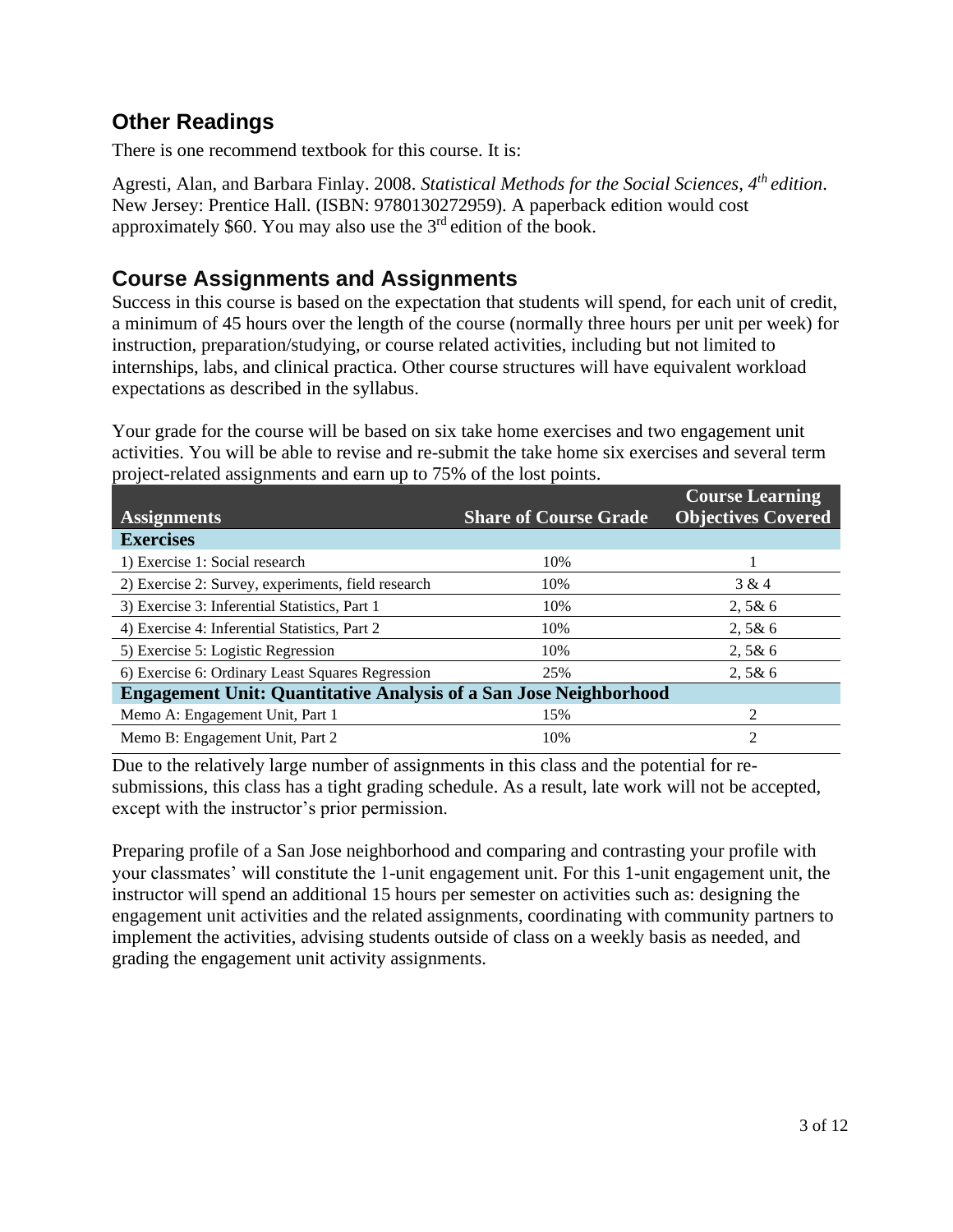## Other Readings

There is one recommend textbook for this course. It is:

Agresti, Alan, and Barbara Finlay. 2008. *Statistical Methods for the Social Sciences, 4th edition*. New Jersey: Prentice Hall. (ISBN: 9780130272959). A paperback edition would cost approximately $60. You may also use the 3rd edition of the book.

## Course Assignments and Assignments

Success in this course is based on the expectation that students will spend, for each unit of credit, a minimum of 45 hours over the length of the course (normally three hours per unit per week) for instruction, preparation/studying, or course related activities, including but not limited to internships, labs, and clinical practica. Other course structures will have equivalent workload expectations as described in the syllabus.

Your grade for the course will be based on six take home exercises and two engagement unit activities. You will be able to revise and re-submit the take home six exercises and several term project-related assignments and earn up to 75% of the lost points.

| Assignments | Share of Course Grade | Course Learning Objectives Covered |
|---|---|---|
| **Exercises** | | |
| 1) Exercise 1: Social research | 10% | 1 |
| 2) Exercise 2: Survey, experiments, field research | 10% | 3 & 4 |
| 3) Exercise 3: Inferential Statistics, Part 1 | 10% | 2, 5& 6 |
| 4) Exercise 4: Inferential Statistics, Part 2 | 10% | 2, 5& 6 |
| 5) Exercise 5: Logistic Regression | 10% | 2, 5& 6 |
| 6) Exercise 6: Ordinary Least Squares Regression | 25% | 2, 5& 6 |
| **Engagement Unit: Quantitative Analysis of a San Jose Neighborhood** | | |
| Memo A: Engagement Unit, Part 1 | 15% | 2 |
| Memo B: Engagement Unit, Part 2 | 10% | 2 |

Due to the relatively large number of assignments in this class and the potential for re-submissions, this class has a tight grading schedule. As a result, late work will not be accepted, except with the instructor's prior permission.

Preparing profile of a San Jose neighborhood and comparing and contrasting your profile with your classmates' will constitute the 1-unit engagement unit. For this 1-unit engagement unit, the instructor will spend an additional 15 hours per semester on activities such as: designing the engagement unit activities and the related assignments, coordinating with community partners to implement the activities, advising students outside of class on a weekly basis as needed, and grading the engagement unit activity assignments.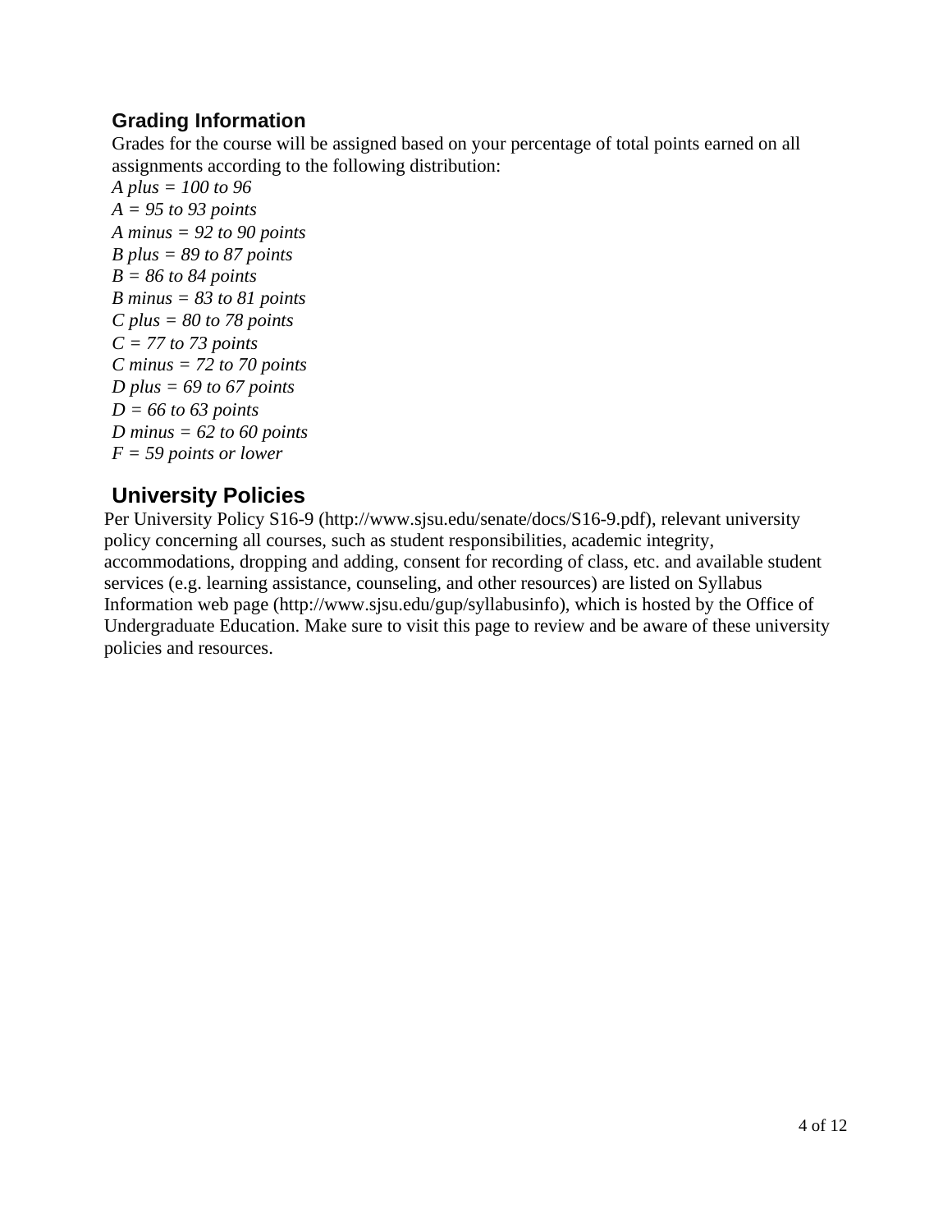## Grading Information

Grades for the course will be assigned based on your percentage of total points earned on all assignments according to the following distribution:

*A plus = 100 to 96*
*A = 95 to 93 points*
*A minus = 92 to 90 points*
*B plus = 89 to 87 points*
*B = 86 to 84 points*
*B minus = 83 to 81 points*
*C plus = 80 to 78 points*
*C = 77 to 73 points*
*C minus = 72 to 70 points*
*D plus = 69 to 67 points*
*D = 66 to 63 points*
*D minus = 62 to 60 points*
*F = 59 points or lower*

## University Policies

Per University Policy S16-9 (http://www.sjsu.edu/senate/docs/S16-9.pdf), relevant university policy concerning all courses, such as student responsibilities, academic integrity, accommodations, dropping and adding, consent for recording of class, etc. and available student services (e.g. learning assistance, counseling, and other resources) are listed on Syllabus Information web page (http://www.sjsu.edu/gup/syllabusinfo), which is hosted by the Office of Undergraduate Education. Make sure to visit this page to review and be aware of these university policies and resources.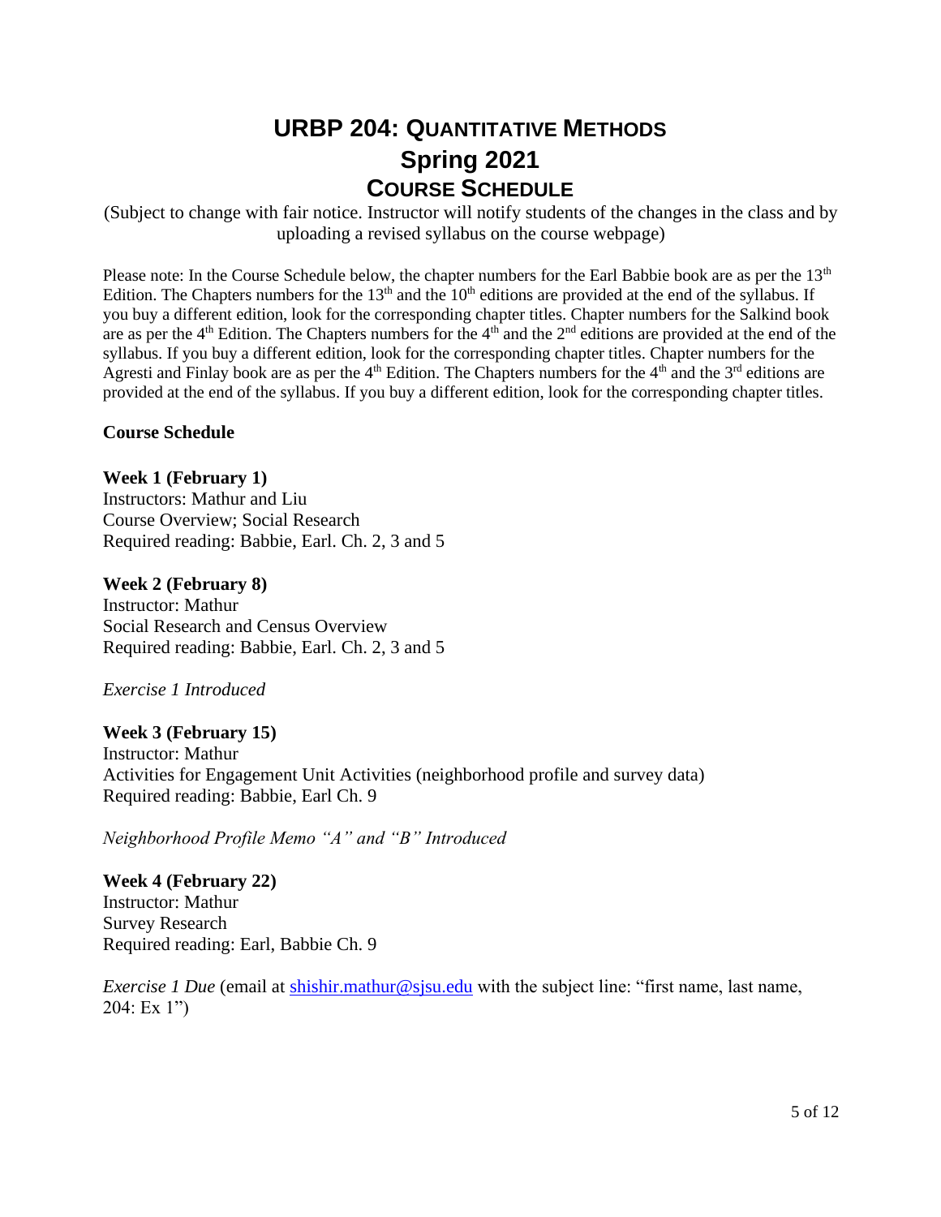# URBP 204: Quantitative Methods
# Spring 2021
# Course Schedule

(Subject to change with fair notice. Instructor will notify students of the changes in the class and by uploading a revised syllabus on the course webpage)

Please note: In the Course Schedule below, the chapter numbers for the Earl Babbie book are as per the 13th Edition. The Chapters numbers for the 13th and the 10th editions are provided at the end of the syllabus. If you buy a different edition, look for the corresponding chapter titles. Chapter numbers for the Salkind book are as per the 4th Edition. The Chapters numbers for the 4th and the 2nd editions are provided at the end of the syllabus. If you buy a different edition, look for the corresponding chapter titles. Chapter numbers for the Agresti and Finlay book are as per the 4th Edition. The Chapters numbers for the 4th and the 3rd editions are provided at the end of the syllabus. If you buy a different edition, look for the corresponding chapter titles.

**Course Schedule**

**Week 1 (February 1)**
Instructors: Mathur and Liu
Course Overview; Social Research
Required reading: Babbie, Earl. Ch. 2, 3 and 5

**Week 2 (February 8)**
Instructor: Mathur
Social Research and Census Overview
Required reading: Babbie, Earl. Ch. 2, 3 and 5

*Exercise 1 Introduced*

**Week 3 (February 15)**
Instructor: Mathur
Activities for Engagement Unit Activities (neighborhood profile and survey data)
Required reading: Babbie, Earl Ch. 9

*Neighborhood Profile Memo "A" and "B" Introduced*

**Week 4 (February 22)**
Instructor: Mathur
Survey Research
Required reading: Earl, Babbie Ch. 9

*Exercise 1 Due* (email at shishir.mathur@sjsu.edu with the subject line: "first name, last name, 204: Ex 1")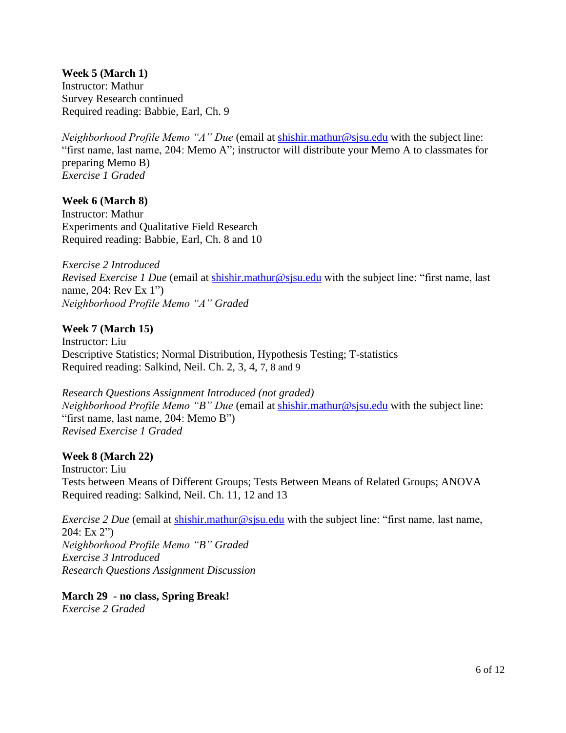**Week 5 (March 1)**
Instructor: Mathur
Survey Research continued
Required reading: Babbie, Earl, Ch. 9

*Neighborhood Profile Memo "A" Due* (email at shishir.mathur@sjsu.edu with the subject line: "first name, last name, 204: Memo A"; instructor will distribute your Memo A to classmates for preparing Memo B)
*Exercise 1 Graded*

**Week 6 (March 8)**
Instructor: Mathur
Experiments and Qualitative Field Research
Required reading: Babbie, Earl, Ch. 8 and 10

*Exercise 2 Introduced*
*Revised Exercise 1 Due* (email at shishir.mathur@sjsu.edu with the subject line: "first name, last name, 204: Rev Ex 1")
*Neighborhood Profile Memo "A" Graded*

**Week 7 (March 15)**
Instructor: Liu
Descriptive Statistics; Normal Distribution, Hypothesis Testing; T-statistics
Required reading: Salkind, Neil. Ch. 2, 3, 4, 7, 8 and 9

*Research Questions Assignment Introduced (not graded)*
*Neighborhood Profile Memo "B" Due* (email at shishir.mathur@sjsu.edu with the subject line: "first name, last name, 204: Memo B")
*Revised Exercise 1 Graded*

**Week 8 (March 22)**
Instructor: Liu
Tests between Means of Different Groups; Tests Between Means of Related Groups; ANOVA
Required reading: Salkind, Neil. Ch. 11, 12 and 13

*Exercise 2 Due* (email at shishir.mathur@sjsu.edu with the subject line: "first name, last name, 204: Ex 2")
*Neighborhood Profile Memo "B" Graded*
*Exercise 3 Introduced*
*Research Questions Assignment Discussion*

**March 29 - no class, Spring Break!**
*Exercise 2 Graded*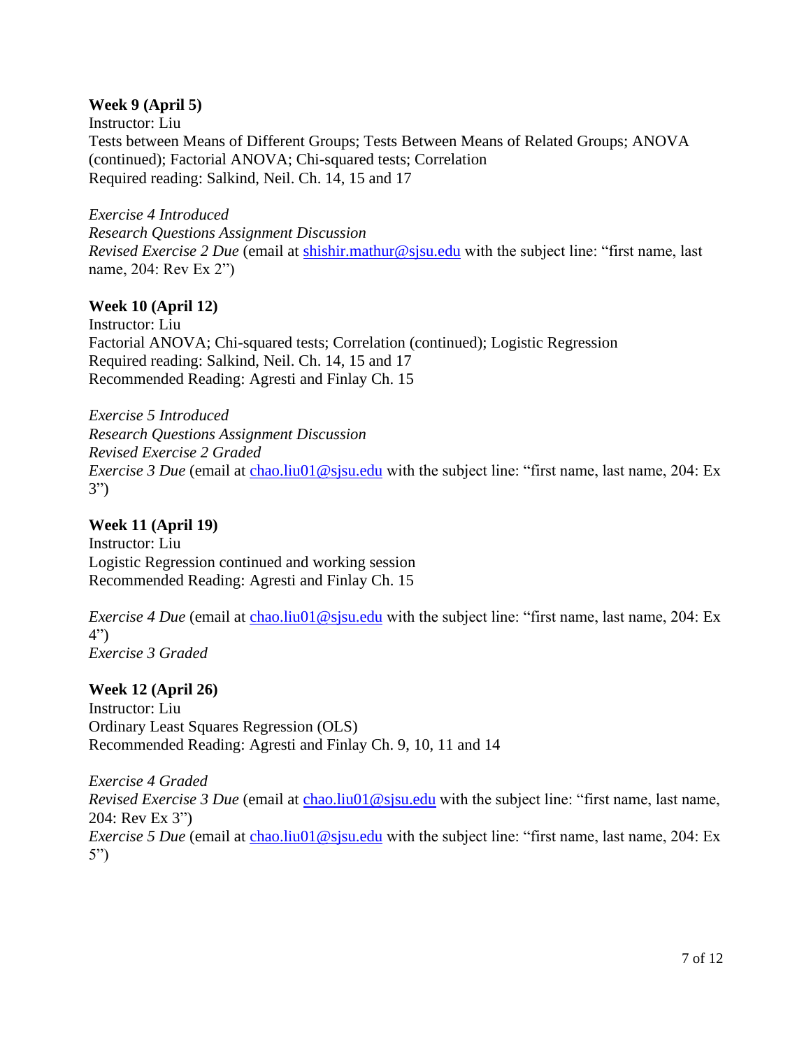**Week 9 (April 5)**
Instructor: Liu
Tests between Means of Different Groups; Tests Between Means of Related Groups; ANOVA (continued); Factorial ANOVA; Chi-squared tests; Correlation
Required reading: Salkind, Neil. Ch. 14, 15 and 17

*Exercise 4 Introduced*
*Research Questions Assignment Discussion*
*Revised Exercise 2 Due* (email at shishir.mathur@sjsu.edu with the subject line: "first name, last name, 204: Rev Ex 2")

**Week 10 (April 12)**
Instructor: Liu
Factorial ANOVA; Chi-squared tests; Correlation (continued); Logistic Regression
Required reading: Salkind, Neil. Ch. 14, 15 and 17
Recommended Reading: Agresti and Finlay Ch. 15

*Exercise 5 Introduced*
*Research Questions Assignment Discussion*
*Revised Exercise 2 Graded*
*Exercise 3 Due* (email at chao.liu01@sjsu.edu with the subject line: "first name, last name, 204: Ex 3")

**Week 11 (April 19)**
Instructor: Liu
Logistic Regression continued and working session
Recommended Reading: Agresti and Finlay Ch. 15

*Exercise 4 Due* (email at chao.liu01@sjsu.edu with the subject line: "first name, last name, 204: Ex 4")
*Exercise 3 Graded*

**Week 12 (April 26)**
Instructor: Liu
Ordinary Least Squares Regression (OLS)
Recommended Reading: Agresti and Finlay Ch. 9, 10, 11 and 14

*Exercise 4 Graded*
*Revised Exercise 3 Due* (email at chao.liu01@sjsu.edu with the subject line: "first name, last name, 204: Rev Ex 3")
*Exercise 5 Due* (email at chao.liu01@sjsu.edu with the subject line: "first name, last name, 204: Ex 5")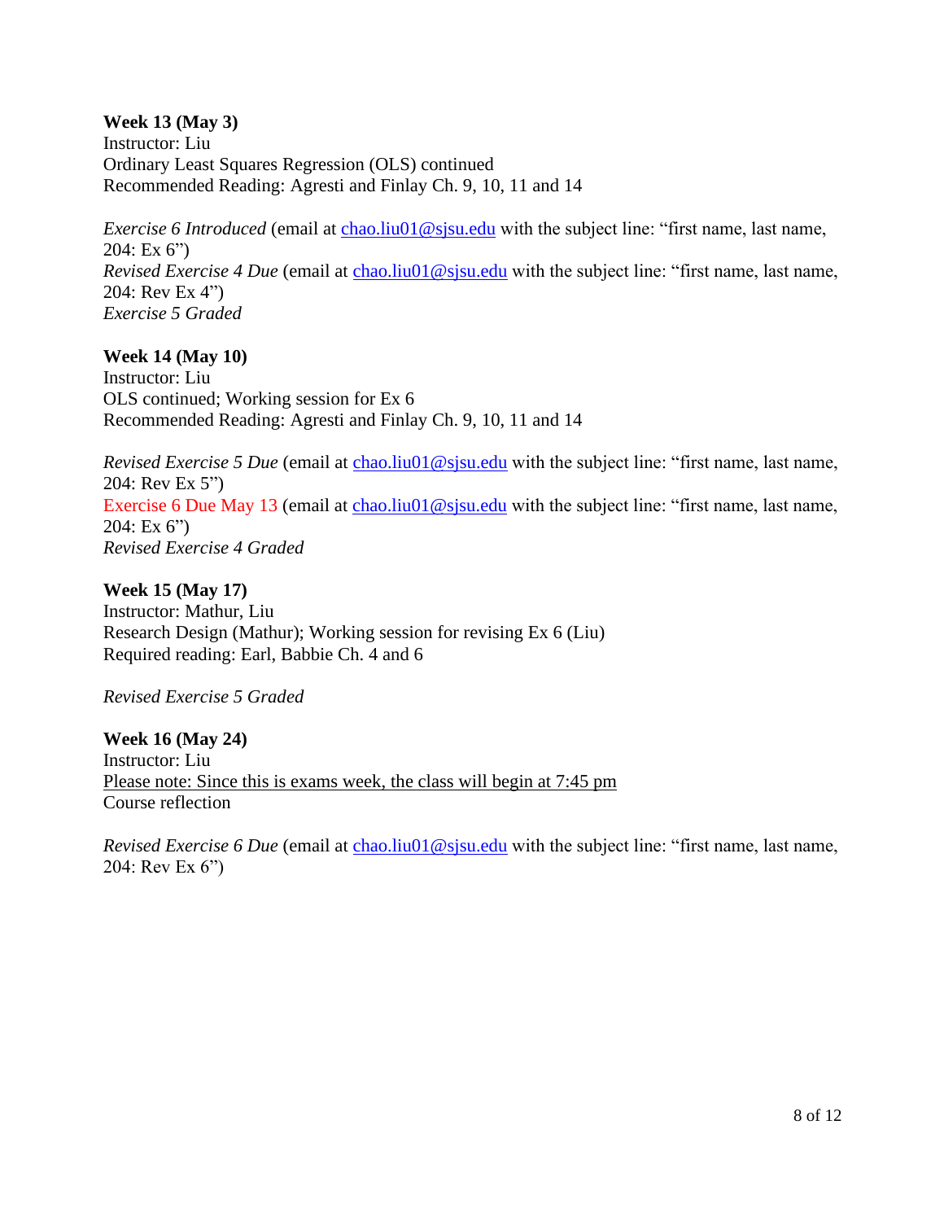**Week 13 (May 3)**
Instructor: Liu
Ordinary Least Squares Regression (OLS) continued
Recommended Reading: Agresti and Finlay Ch. 9, 10, 11 and 14

*Exercise 6 Introduced* (email at chao.liu01@sjsu.edu with the subject line: "first name, last name, 204: Ex 6")
*Revised Exercise 4 Due* (email at chao.liu01@sjsu.edu with the subject line: "first name, last name, 204: Rev Ex 4")
*Exercise 5 Graded*

**Week 14 (May 10)**
Instructor: Liu
OLS continued; Working session for Ex 6
Recommended Reading: Agresti and Finlay Ch. 9, 10, 11 and 14

*Revised Exercise 5 Due* (email at chao.liu01@sjsu.edu with the subject line: "first name, last name, 204: Rev Ex 5")
Exercise 6 Due May 13 (email at chao.liu01@sjsu.edu with the subject line: "first name, last name, 204: Ex 6")
*Revised Exercise 4 Graded*

**Week 15 (May 17)**
Instructor: Mathur, Liu
Research Design (Mathur); Working session for revising Ex 6 (Liu)
Required reading: Earl, Babbie Ch. 4 and 6

*Revised Exercise 5 Graded*

**Week 16 (May 24)**
Instructor: Liu
Please note: Since this is exams week, the class will begin at 7:45 pm
Course reflection

*Revised Exercise 6 Due* (email at chao.liu01@sjsu.edu with the subject line: "first name, last name, 204: Rev Ex 6")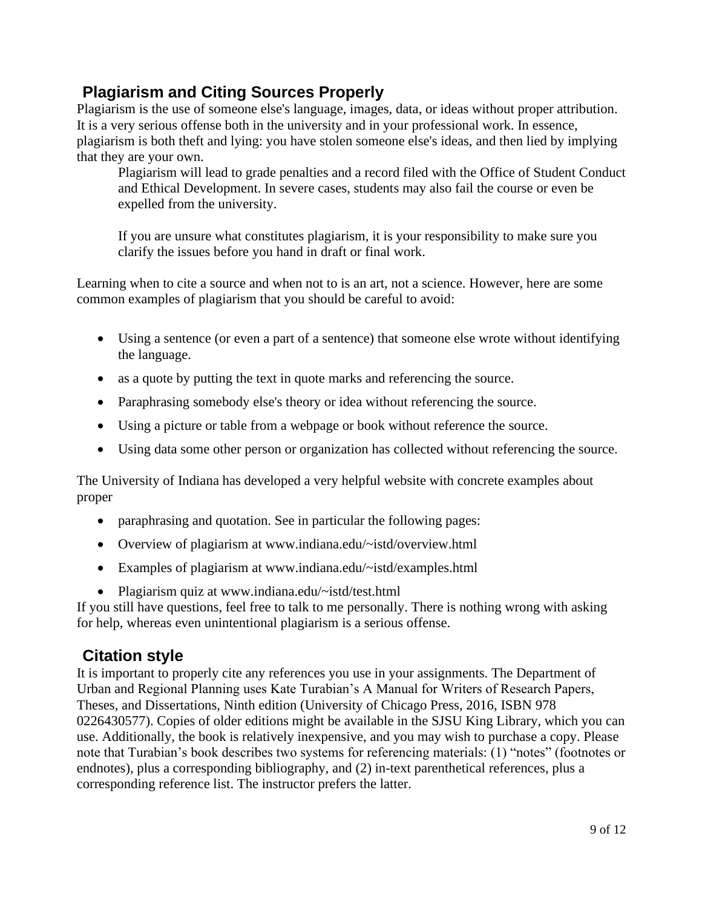## Plagiarism and Citing Sources Properly

Plagiarism is the use of someone else's language, images, data, or ideas without proper attribution. It is a very serious offense both in the university and in your professional work. In essence, plagiarism is both theft and lying: you have stolen someone else's ideas, and then lied by implying that they are your own.

> Plagiarism will lead to grade penalties and a record filed with the Office of Student Conduct and Ethical Development. In severe cases, students may also fail the course or even be expelled from the university.
>
> If you are unsure what constitutes plagiarism, it is your responsibility to make sure you clarify the issues before you hand in draft or final work.

Learning when to cite a source and when not to is an art, not a science. However, here are some common examples of plagiarism that you should be careful to avoid:

- Using a sentence (or even a part of a sentence) that someone else wrote without identifying the language.
- as a quote by putting the text in quote marks and referencing the source.
- Paraphrasing somebody else's theory or idea without referencing the source.
- Using a picture or table from a webpage or book without reference the source.
- Using data some other person or organization has collected without referencing the source.

The University of Indiana has developed a very helpful website with concrete examples about proper

- paraphrasing and quotation. See in particular the following pages:
- Overview of plagiarism at www.indiana.edu/~istd/overview.html
- Examples of plagiarism at www.indiana.edu/~istd/examples.html
- Plagiarism quiz at www.indiana.edu/~istd/test.html

If you still have questions, feel free to talk to me personally. There is nothing wrong with asking for help, whereas even unintentional plagiarism is a serious offense.

## Citation style

It is important to properly cite any references you use in your assignments. The Department of Urban and Regional Planning uses Kate Turabian's A Manual for Writers of Research Papers, Theses, and Dissertations, Ninth edition (University of Chicago Press, 2016, ISBN 978 0226430577). Copies of older editions might be available in the SJSU King Library, which you can use. Additionally, the book is relatively inexpensive, and you may wish to purchase a copy. Please note that Turabian's book describes two systems for referencing materials: (1) "notes" (footnotes or endnotes), plus a corresponding bibliography, and (2) in-text parenthetical references, plus a corresponding reference list. The instructor prefers the latter.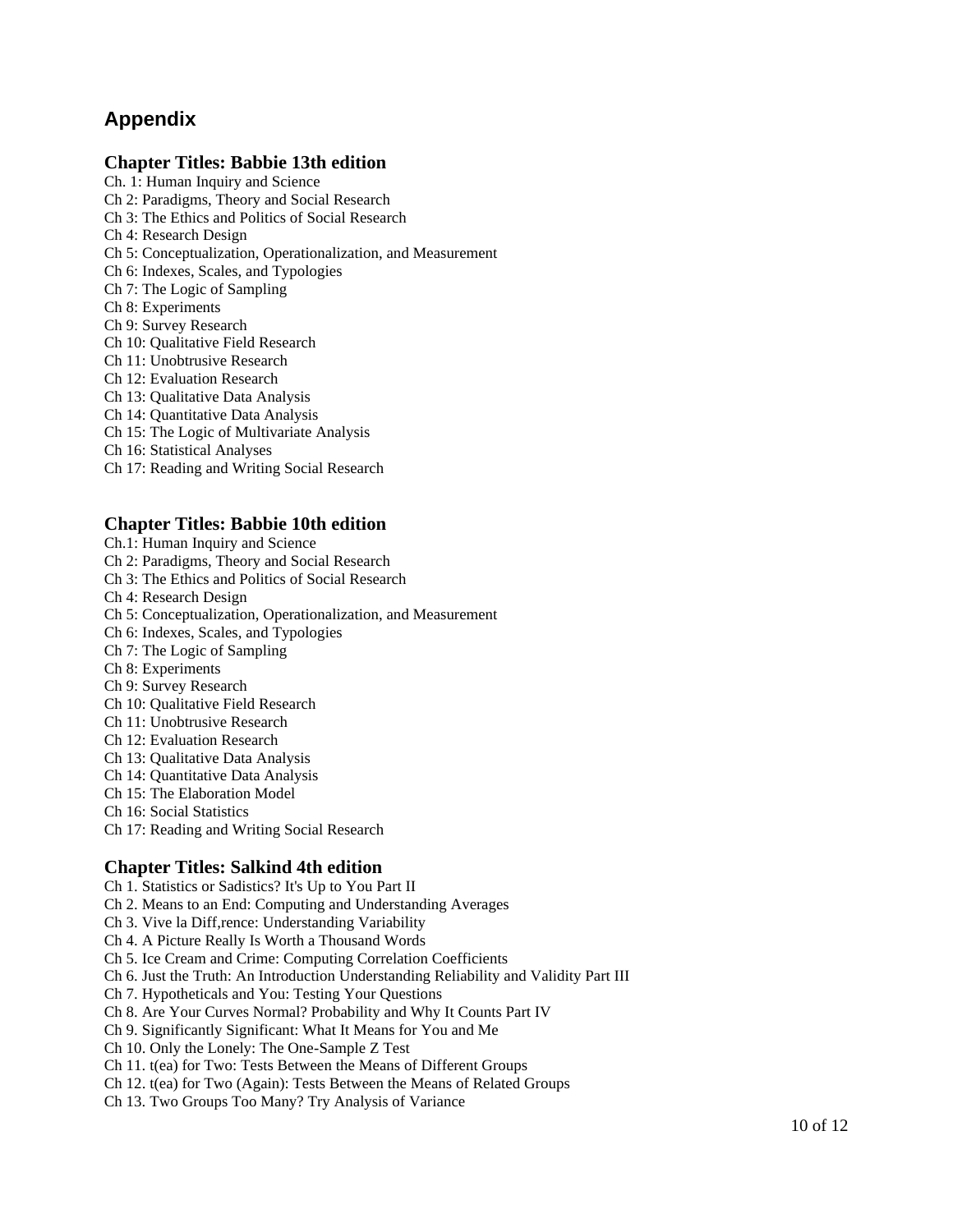## Appendix

### Chapter Titles: Babbie 13th edition

Ch. 1: Human Inquiry and Science
Ch 2: Paradigms, Theory and Social Research
Ch 3: The Ethics and Politics of Social Research
Ch 4: Research Design
Ch 5: Conceptualization, Operationalization, and Measurement
Ch 6: Indexes, Scales, and Typologies
Ch 7: The Logic of Sampling
Ch 8: Experiments
Ch 9: Survey Research
Ch 10: Qualitative Field Research
Ch 11: Unobtrusive Research
Ch 12: Evaluation Research
Ch 13: Qualitative Data Analysis
Ch 14: Quantitative Data Analysis
Ch 15: The Logic of Multivariate Analysis
Ch 16: Statistical Analyses
Ch 17: Reading and Writing Social Research

### Chapter Titles: Babbie 10th edition

Ch.1: Human Inquiry and Science
Ch 2: Paradigms, Theory and Social Research
Ch 3: The Ethics and Politics of Social Research
Ch 4: Research Design
Ch 5: Conceptualization, Operationalization, and Measurement
Ch 6: Indexes, Scales, and Typologies
Ch 7: The Logic of Sampling
Ch 8: Experiments
Ch 9: Survey Research
Ch 10: Qualitative Field Research
Ch 11: Unobtrusive Research
Ch 12: Evaluation Research
Ch 13: Qualitative Data Analysis
Ch 14: Quantitative Data Analysis
Ch 15: The Elaboration Model
Ch 16: Social Statistics
Ch 17: Reading and Writing Social Research

### Chapter Titles: Salkind 4th edition

Ch 1. Statistics or Sadistics? It's Up to You Part II
Ch 2. Means to an End: Computing and Understanding Averages
Ch 3. Vive la Diff,rence: Understanding Variability
Ch 4. A Picture Really Is Worth a Thousand Words
Ch 5. Ice Cream and Crime: Computing Correlation Coefficients
Ch 6. Just the Truth: An Introduction Understanding Reliability and Validity Part III
Ch 7. Hypotheticals and You: Testing Your Questions
Ch 8. Are Your Curves Normal? Probability and Why It Counts Part IV
Ch 9. Significantly Significant: What It Means for You and Me
Ch 10. Only the Lonely: The One-Sample Z Test
Ch 11. t(ea) for Two: Tests Between the Means of Different Groups
Ch 12. t(ea) for Two (Again): Tests Between the Means of Related Groups
Ch 13. Two Groups Too Many? Try Analysis of Variance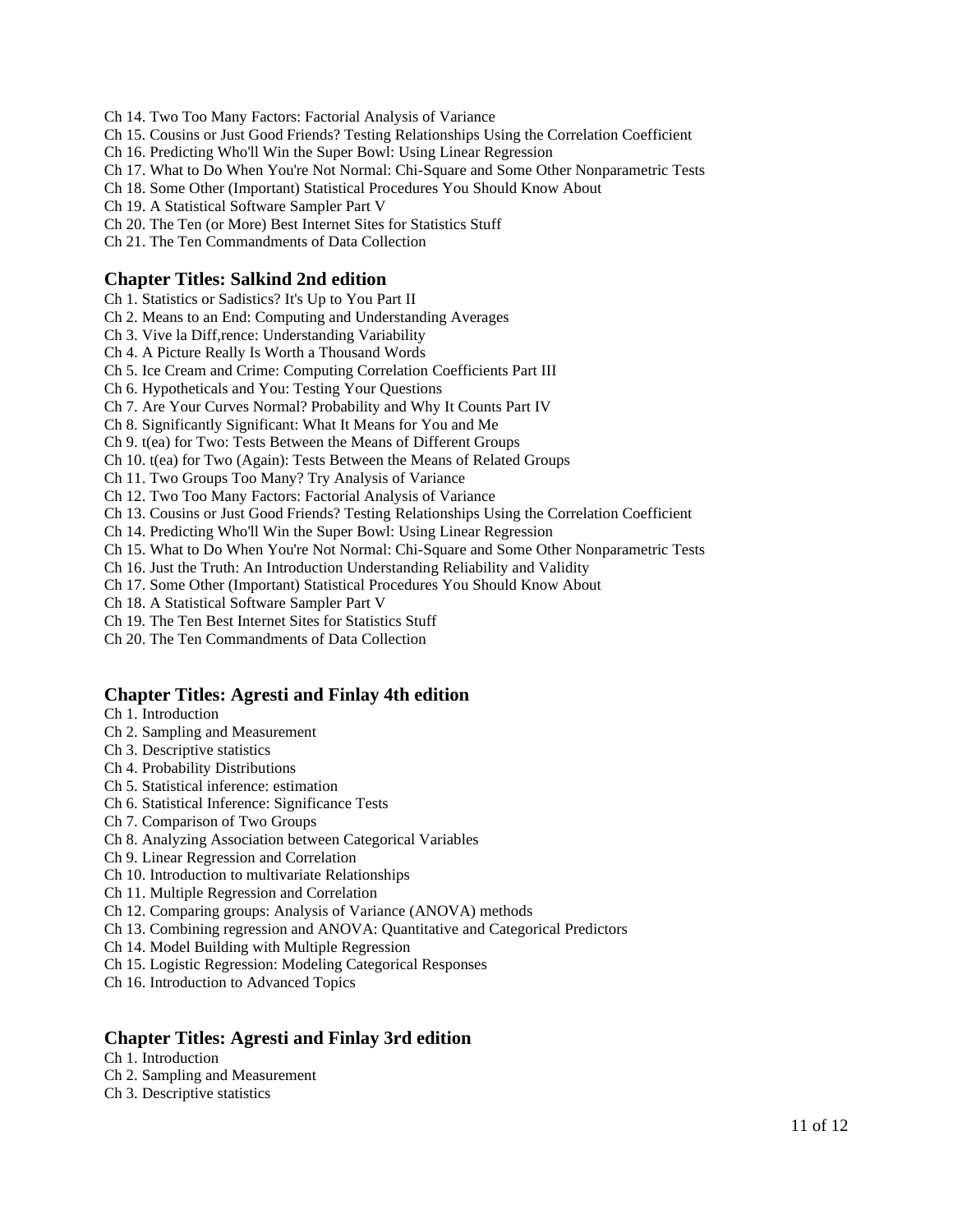Ch 14. Two Too Many Factors: Factorial Analysis of Variance
Ch 15. Cousins or Just Good Friends? Testing Relationships Using the Correlation Coefficient
Ch 16. Predicting Who'll Win the Super Bowl: Using Linear Regression
Ch 17. What to Do When You're Not Normal: Chi-Square and Some Other Nonparametric Tests
Ch 18. Some Other (Important) Statistical Procedures You Should Know About
Ch 19. A Statistical Software Sampler Part V
Ch 20. The Ten (or More) Best Internet Sites for Statistics Stuff
Ch 21. The Ten Commandments of Data Collection

## Chapter Titles: Salkind 2nd edition

Ch 1. Statistics or Sadistics? It's Up to You Part II
Ch 2. Means to an End: Computing and Understanding Averages
Ch 3. Vive la Diff,rence: Understanding Variability
Ch 4. A Picture Really Is Worth a Thousand Words
Ch 5. Ice Cream and Crime: Computing Correlation Coefficients Part III
Ch 6. Hypotheticals and You: Testing Your Questions
Ch 7. Are Your Curves Normal? Probability and Why It Counts Part IV
Ch 8. Significantly Significant: What It Means for You and Me
Ch 9. t(ea) for Two: Tests Between the Means of Different Groups
Ch 10. t(ea) for Two (Again): Tests Between the Means of Related Groups
Ch 11. Two Groups Too Many? Try Analysis of Variance
Ch 12. Two Too Many Factors: Factorial Analysis of Variance
Ch 13. Cousins or Just Good Friends? Testing Relationships Using the Correlation Coefficient
Ch 14. Predicting Who'll Win the Super Bowl: Using Linear Regression
Ch 15. What to Do When You're Not Normal: Chi-Square and Some Other Nonparametric Tests
Ch 16. Just the Truth: An Introduction Understanding Reliability and Validity
Ch 17. Some Other (Important) Statistical Procedures You Should Know About
Ch 18. A Statistical Software Sampler Part V
Ch 19. The Ten Best Internet Sites for Statistics Stuff
Ch 20. The Ten Commandments of Data Collection

## Chapter Titles: Agresti and Finlay 4th edition

Ch 1. Introduction
Ch 2. Sampling and Measurement
Ch 3. Descriptive statistics
Ch 4. Probability Distributions
Ch 5. Statistical inference: estimation
Ch 6. Statistical Inference: Significance Tests
Ch 7. Comparison of Two Groups
Ch 8. Analyzing Association between Categorical Variables
Ch 9. Linear Regression and Correlation
Ch 10. Introduction to multivariate Relationships
Ch 11. Multiple Regression and Correlation
Ch 12. Comparing groups: Analysis of Variance (ANOVA) methods
Ch 13. Combining regression and ANOVA: Quantitative and Categorical Predictors
Ch 14. Model Building with Multiple Regression
Ch 15. Logistic Regression: Modeling Categorical Responses
Ch 16. Introduction to Advanced Topics

## Chapter Titles: Agresti and Finlay 3rd edition

Ch 1. Introduction
Ch 2. Sampling and Measurement
Ch 3. Descriptive statistics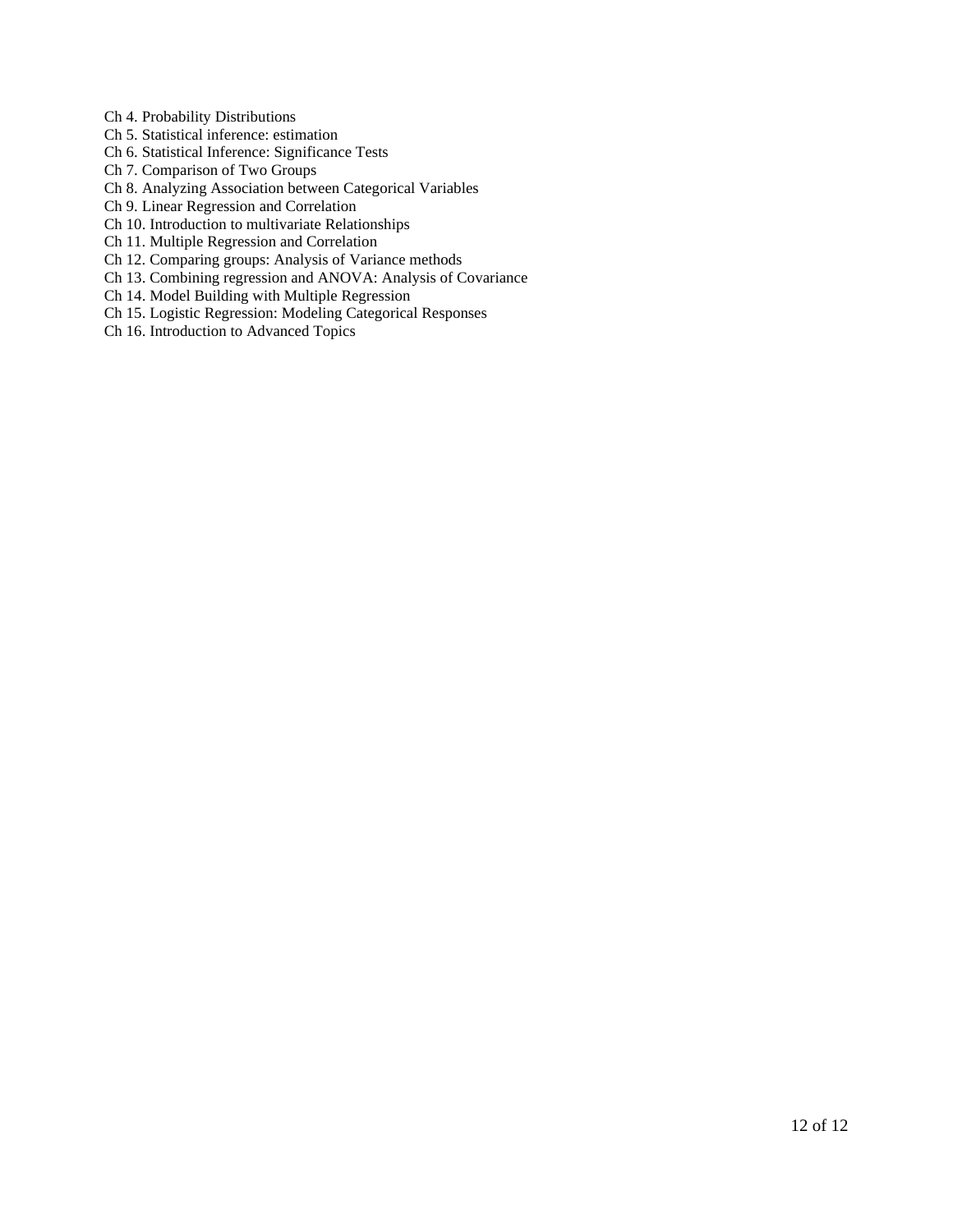Ch 4. Probability Distributions
Ch 5. Statistical inference: estimation
Ch 6. Statistical Inference: Significance Tests
Ch 7. Comparison of Two Groups
Ch 8. Analyzing Association between Categorical Variables
Ch 9. Linear Regression and Correlation
Ch 10. Introduction to multivariate Relationships
Ch 11. Multiple Regression and Correlation
Ch 12. Comparing groups: Analysis of Variance methods
Ch 13. Combining regression and ANOVA: Analysis of Covariance
Ch 14. Model Building with Multiple Regression
Ch 15. Logistic Regression: Modeling Categorical Responses
Ch 16. Introduction to Advanced Topics